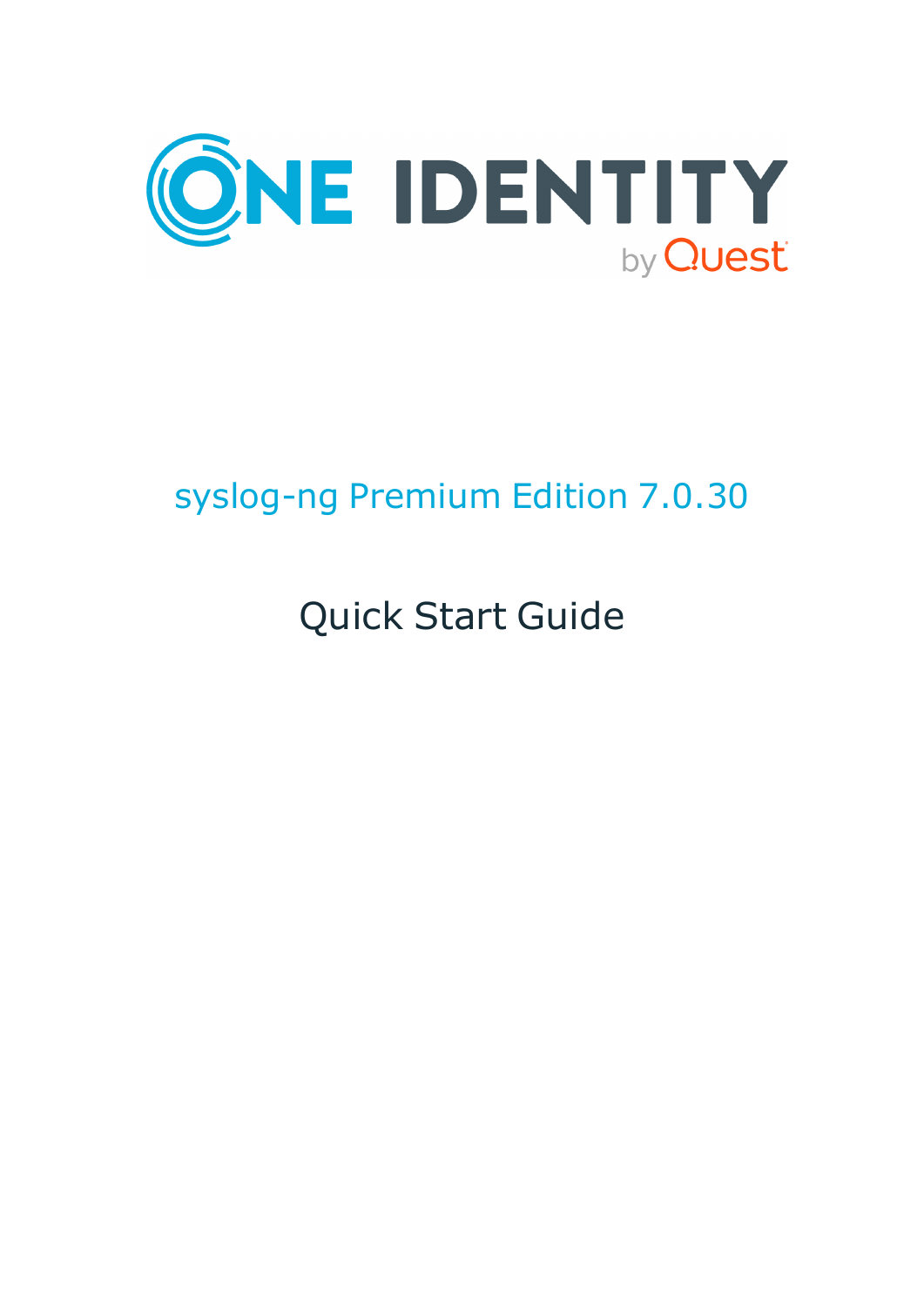# syslog-ng Premium Edition 7.0.30

## Quick Start Guide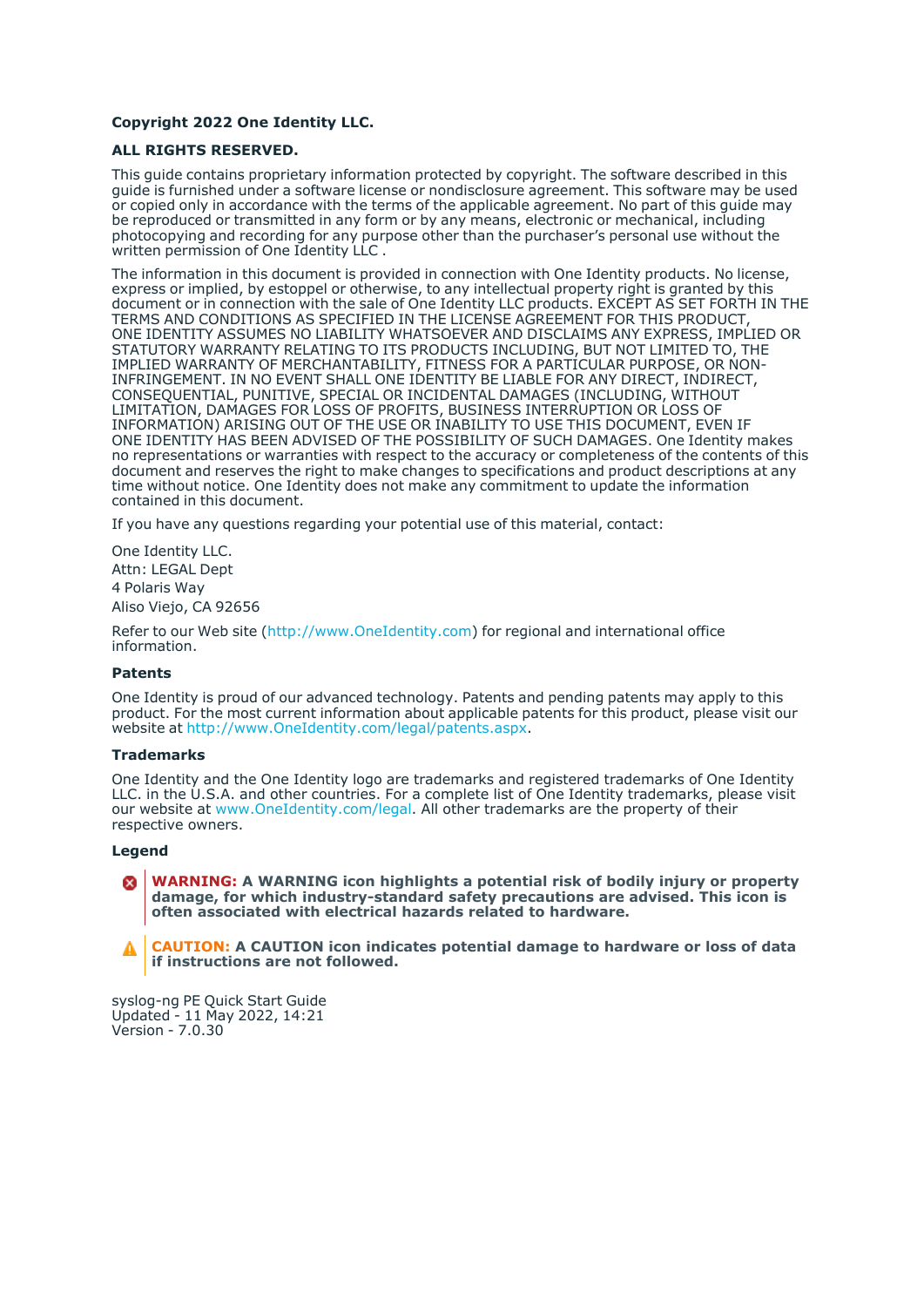**Copyright 2022 One Identity LLC.**

**ALL RIGHTS RESERVED.**

This guide contains proprietary information protected by copyright. The software described in this guide is furnished under a software license or nondisclosure agreement. This software may be used or copied only in accordance with the terms of the applicable agreement. No part of this guide may be reproduced or transmitted in any form or by any means, electronic or mechanical, including photocopying and recording for any purpose other than the purchaser's personal use without the written permission of One Identity LLC .

The information in this document is provided in connection with One Identity products. No license, express or implied, by estoppel or otherwise, to any intellectual property right is granted by this document or in connection with the sale of One Identity LLC products. EXCEPT AS SET FORTH IN THE TERMS AND CONDITIONS AS SPECIFIED IN THE LICENSE AGREEMENT FOR THIS PRODUCT, ONE IDENTITY ASSUMES NO LIABILITY WHATSOEVER AND DISCLAIMS ANY EXPRESS, IMPLIED OR STATUTORY WARRANTY RELATING TO ITS PRODUCTS INCLUDING, BUT NOT LIMITED TO, THE IMPLIED WARRANTY OF MERCHANTABILITY, FITNESS FOR A PARTICULAR PURPOSE, OR NON-INFRINGEMENT. IN NO EVENT SHALL ONE IDENTITY BE LIABLE FOR ANY DIRECT, INDIRECT, CONSEQUENTIAL, PUNITIVE, SPECIAL OR INCIDENTAL DAMAGES (INCLUDING, WITHOUT LIMITATION, DAMAGES FOR LOSS OF PROFITS, BUSINESS INTERRUPTION OR LOSS OF INFORMATION) ARISING OUT OF THE USE OR INABILITY TO USE THIS DOCUMENT, EVEN IF ONE IDENTITY HAS BEEN ADVISED OF THE POSSIBILITY OF SUCH DAMAGES. One Identity makes no representations or warranties with respect to the accuracy or completeness of the contents of this document and reserves the right to make changes to specifications and product descriptions at any time without notice. One Identity does not make any commitment to update the information contained in this document.

If you have any questions regarding your potential use of this material, contact:

One Identity LLC.
Attn: LEGAL Dept
4 Polaris Way
Aliso Viejo, CA 92656

Refer to our Web site (http://www.OneIdentity.com) for regional and international office information.

### Patents

One Identity is proud of our advanced technology. Patents and pending patents may apply to this product. For the most current information about applicable patents for this product, please visit our website at http://www.OneIdentity.com/legal/patents.aspx.

### Trademarks

One Identity and the One Identity logo are trademarks and registered trademarks of One Identity LLC. in the U.S.A. and other countries. For a complete list of One Identity trademarks, please visit our website at www.OneIdentity.com/legal. All other trademarks are the property of their respective owners.

### Legend

**WARNING: A WARNING icon highlights a potential risk of bodily injury or property damage, for which industry-standard safety precautions are advised. This icon is often associated with electrical hazards related to hardware.**

**CAUTION: A CAUTION icon indicates potential damage to hardware or loss of data if instructions are not followed.**

syslog-ng PE Quick Start Guide
Updated - 11 May 2022, 14:21
Version - 7.0.30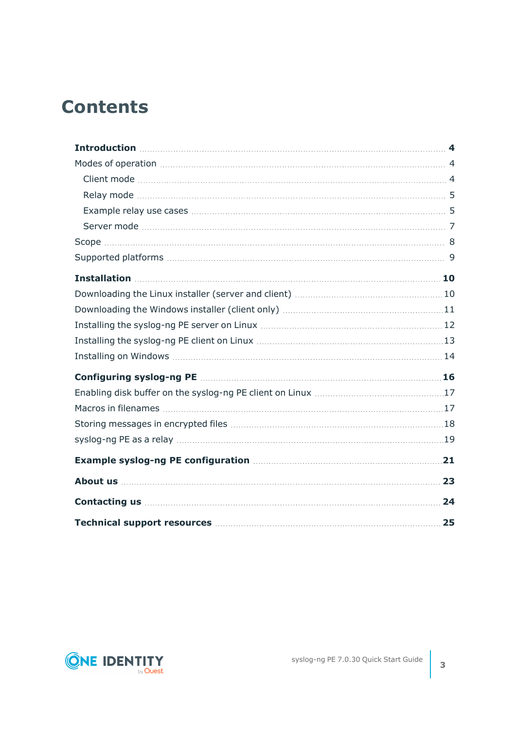# Contents

| | |
|---|---|
| **Introduction** | **4** |
| Modes of operation | 4 |
| Client mode | 4 |
| Relay mode | 5 |
| Example relay use cases | 5 |
| Server mode | 7 |
| Scope | 8 |
| Supported platforms | 9 |
| **Installation** | **10** |
| Downloading the Linux installer (server and client) | 10 |
| Downloading the Windows installer (client only) | 11 |
| Installing the syslog-ng PE server on Linux | 12 |
| Installing the syslog-ng PE client on Linux | 13 |
| Installing on Windows | 14 |
| **Configuring syslog-ng PE** | **16** |
| Enabling disk buffer on the syslog-ng PE client on Linux | 17 |
| Macros in filenames | 17 |
| Storing messages in encrypted files | 18 |
| syslog-ng PE as a relay | 19 |
| **Example syslog-ng PE configuration** | **21** |
| **About us** | **23** |
| **Contacting us** | **24** |
| **Technical support resources** | **25** |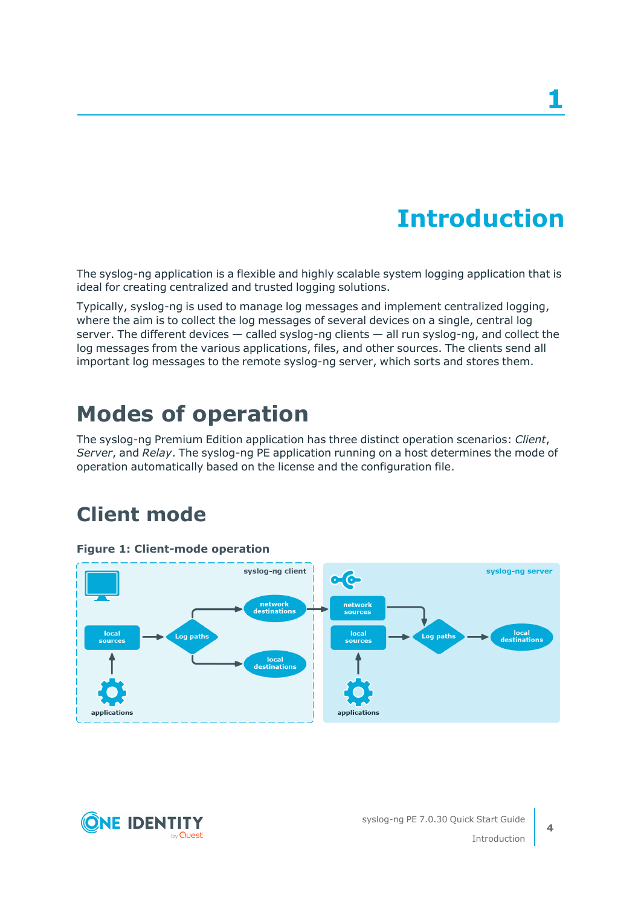# 1 Introduction

The syslog-ng application is a flexible and highly scalable system logging application that is ideal for creating centralized and trusted logging solutions.

Typically, syslog-ng is used to manage log messages and implement centralized logging, where the aim is to collect the log messages of several devices on a single, central log server. The different devices — called syslog-ng clients — all run syslog-ng, and collect the log messages from the various applications, files, and other sources. The clients send all important log messages to the remote syslog-ng server, which sorts and stores them.

## Modes of operation

The syslog-ng Premium Edition application has three distinct operation scenarios: *Client*, *Server*, and *Relay*. The syslog-ng PE application running on a host determines the mode of operation automatically based on the license and the configuration file.

## Client mode

**Figure 1: Client-mode operation**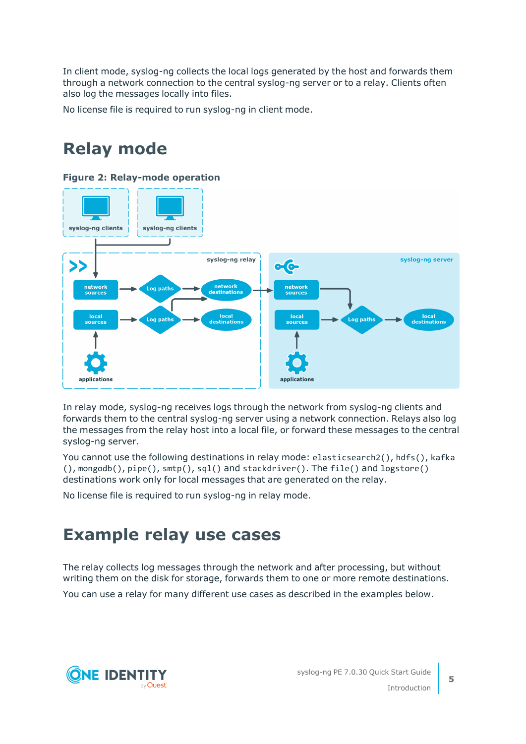In client mode, syslog-ng collects the local logs generated by the host and forwards them through a network connection to the central syslog-ng server or to a relay. Clients often also log the messages locally into files.

No license file is required to run syslog-ng in client mode.

# Relay mode

**Figure 2: Relay-mode operation**

In relay mode, syslog-ng receives logs through the network from syslog-ng clients and forwards them to the central syslog-ng server using a network connection. Relays also log the messages from the relay host into a local file, or forward these messages to the central syslog-ng server.

You cannot use the following destinations in relay mode: `elasticsearch2()`, `hdfs()`, `kafka()`, `mongodb()`, `pipe()`, `smtp()`, `sql()` and `stackdriver()`. The `file()` and `logstore()` destinations work only for local messages that are generated on the relay.

No license file is required to run syslog-ng in relay mode.

# Example relay use cases

The relay collects log messages through the network and after processing, but without writing them on the disk for storage, forwards them to one or more remote destinations.

You can use a relay for many different use cases as described in the examples below.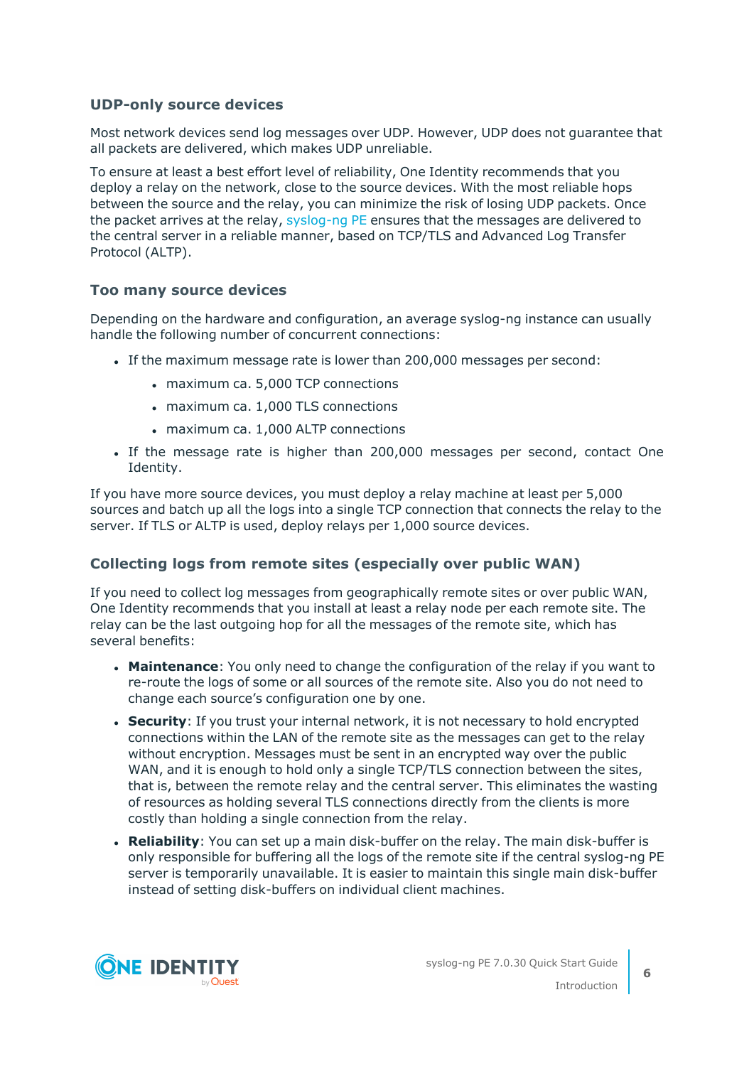### UDP-only source devices

Most network devices send log messages over UDP. However, UDP does not guarantee that all packets are delivered, which makes UDP unreliable.

To ensure at least a best effort level of reliability, One Identity recommends that you deploy a relay on the network, close to the source devices. With the most reliable hops between the source and the relay, you can minimize the risk of losing UDP packets. Once the packet arrives at the relay, syslog-ng PE ensures that the messages are delivered to the central server in a reliable manner, based on TCP/TLS and Advanced Log Transfer Protocol (ALTP).

### Too many source devices

Depending on the hardware and configuration, an average syslog-ng instance can usually handle the following number of concurrent connections:

- If the maximum message rate is lower than 200,000 messages per second:
  - maximum ca. 5,000 TCP connections
  - maximum ca. 1,000 TLS connections
  - maximum ca. 1,000 ALTP connections
- If the message rate is higher than 200,000 messages per second, contact One Identity.

If you have more source devices, you must deploy a relay machine at least per 5,000 sources and batch up all the logs into a single TCP connection that connects the relay to the server. If TLS or ALTP is used, deploy relays per 1,000 source devices.

### Collecting logs from remote sites (especially over public WAN)

If you need to collect log messages from geographically remote sites or over public WAN, One Identity recommends that you install at least a relay node per each remote site. The relay can be the last outgoing hop for all the messages of the remote site, which has several benefits:

- **Maintenance**: You only need to change the configuration of the relay if you want to re-route the logs of some or all sources of the remote site. Also you do not need to change each source's configuration one by one.
- **Security**: If you trust your internal network, it is not necessary to hold encrypted connections within the LAN of the remote site as the messages can get to the relay without encryption. Messages must be sent in an encrypted way over the public WAN, and it is enough to hold only a single TCP/TLS connection between the sites, that is, between the remote relay and the central server. This eliminates the wasting of resources as holding several TLS connections directly from the clients is more costly than holding a single connection from the relay.
- **Reliability**: You can set up a main disk-buffer on the relay. The main disk-buffer is only responsible for buffering all the logs of the remote site if the central syslog-ng PE server is temporarily unavailable. It is easier to maintain this single main disk-buffer instead of setting disk-buffers on individual client machines.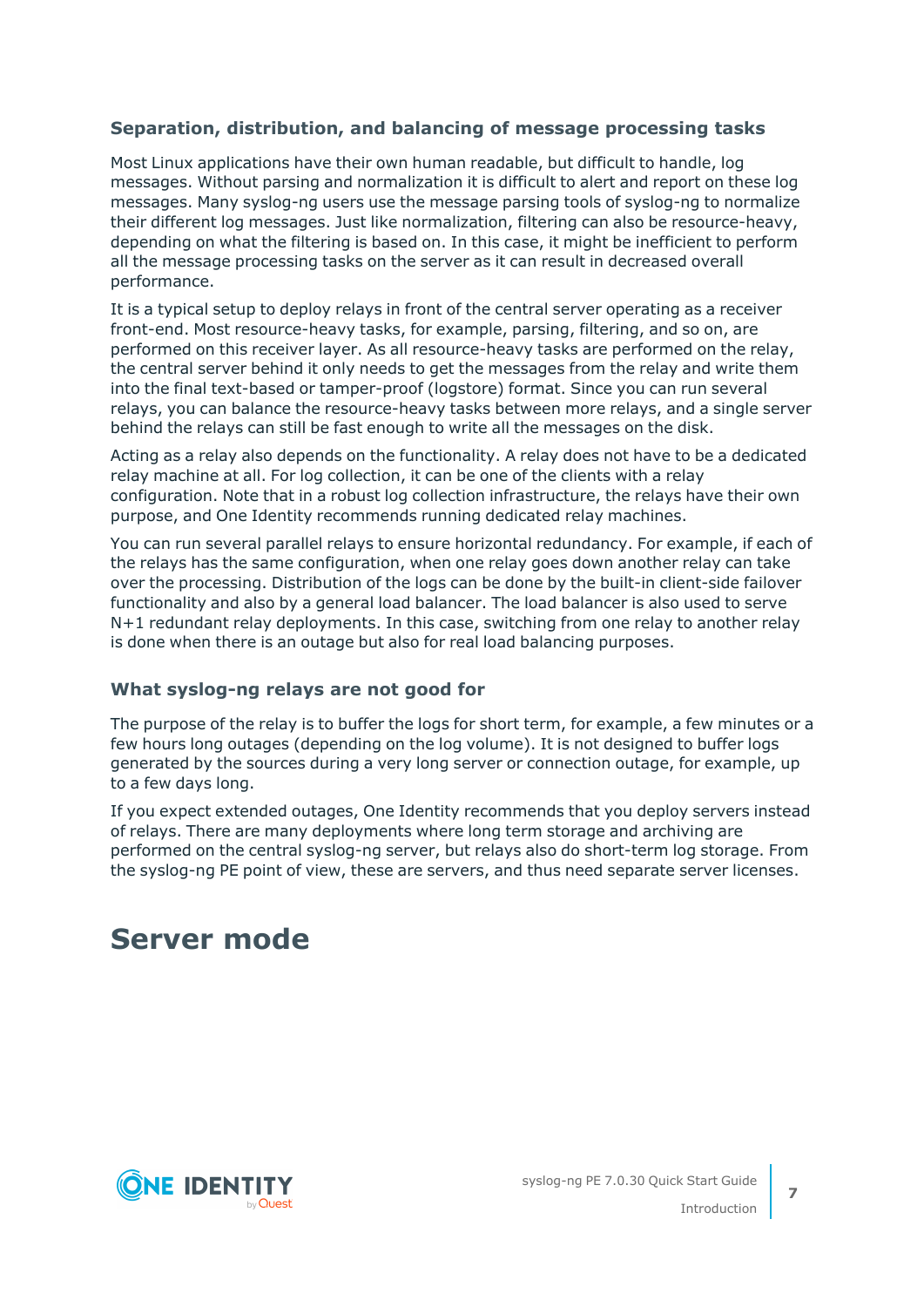### Separation, distribution, and balancing of message processing tasks

Most Linux applications have their own human readable, but difficult to handle, log messages. Without parsing and normalization it is difficult to alert and report on these log messages. Many syslog-ng users use the message parsing tools of syslog-ng to normalize their different log messages. Just like normalization, filtering can also be resource-heavy, depending on what the filtering is based on. In this case, it might be inefficient to perform all the message processing tasks on the server as it can result in decreased overall performance.

It is a typical setup to deploy relays in front of the central server operating as a receiver front-end. Most resource-heavy tasks, for example, parsing, filtering, and so on, are performed on this receiver layer. As all resource-heavy tasks are performed on the relay, the central server behind it only needs to get the messages from the relay and write them into the final text-based or tamper-proof (logstore) format. Since you can run several relays, you can balance the resource-heavy tasks between more relays, and a single server behind the relays can still be fast enough to write all the messages on the disk.

Acting as a relay also depends on the functionality. A relay does not have to be a dedicated relay machine at all. For log collection, it can be one of the clients with a relay configuration. Note that in a robust log collection infrastructure, the relays have their own purpose, and One Identity recommends running dedicated relay machines.

You can run several parallel relays to ensure horizontal redundancy. For example, if each of the relays has the same configuration, when one relay goes down another relay can take over the processing. Distribution of the logs can be done by the built-in client-side failover functionality and also by a general load balancer. The load balancer is also used to serve N+1 redundant relay deployments. In this case, switching from one relay to another relay is done when there is an outage but also for real load balancing purposes.

### What syslog-ng relays are not good for

The purpose of the relay is to buffer the logs for short term, for example, a few minutes or a few hours long outages (depending on the log volume). It is not designed to buffer logs generated by the sources during a very long server or connection outage, for example, up to a few days long.

If you expect extended outages, One Identity recommends that you deploy servers instead of relays. There are many deployments where long term storage and archiving are performed on the central syslog-ng server, but relays also do short-term log storage. From the syslog-ng PE point of view, these are servers, and thus need separate server licenses.

# Server mode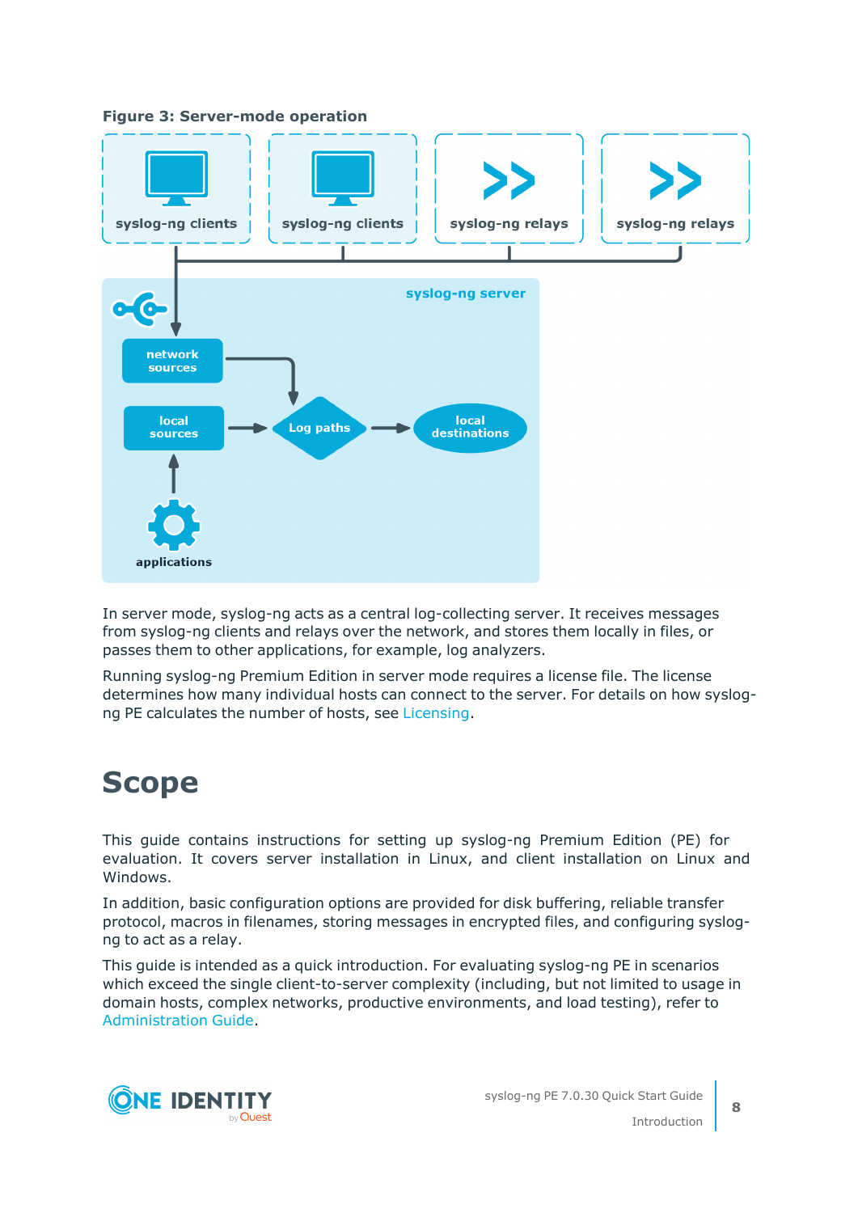**Figure 3: Server-mode operation**

In server mode, syslog-ng acts as a central log-collecting server. It receives messages from syslog-ng clients and relays over the network, and stores them locally in files, or passes them to other applications, for example, log analyzers.

Running syslog-ng Premium Edition in server mode requires a license file. The license determines how many individual hosts can connect to the server. For details on how syslog-ng PE calculates the number of hosts, see Licensing.

# Scope

This guide contains instructions for setting up syslog-ng Premium Edition (PE) for evaluation. It covers server installation in Linux, and client installation on Linux and Windows.

In addition, basic configuration options are provided for disk buffering, reliable transfer protocol, macros in filenames, storing messages in encrypted files, and configuring syslog-ng to act as a relay.

This guide is intended as a quick introduction. For evaluating syslog-ng PE in scenarios which exceed the single client-to-server complexity (including, but not limited to usage in domain hosts, complex networks, productive environments, and load testing), refer to Administration Guide.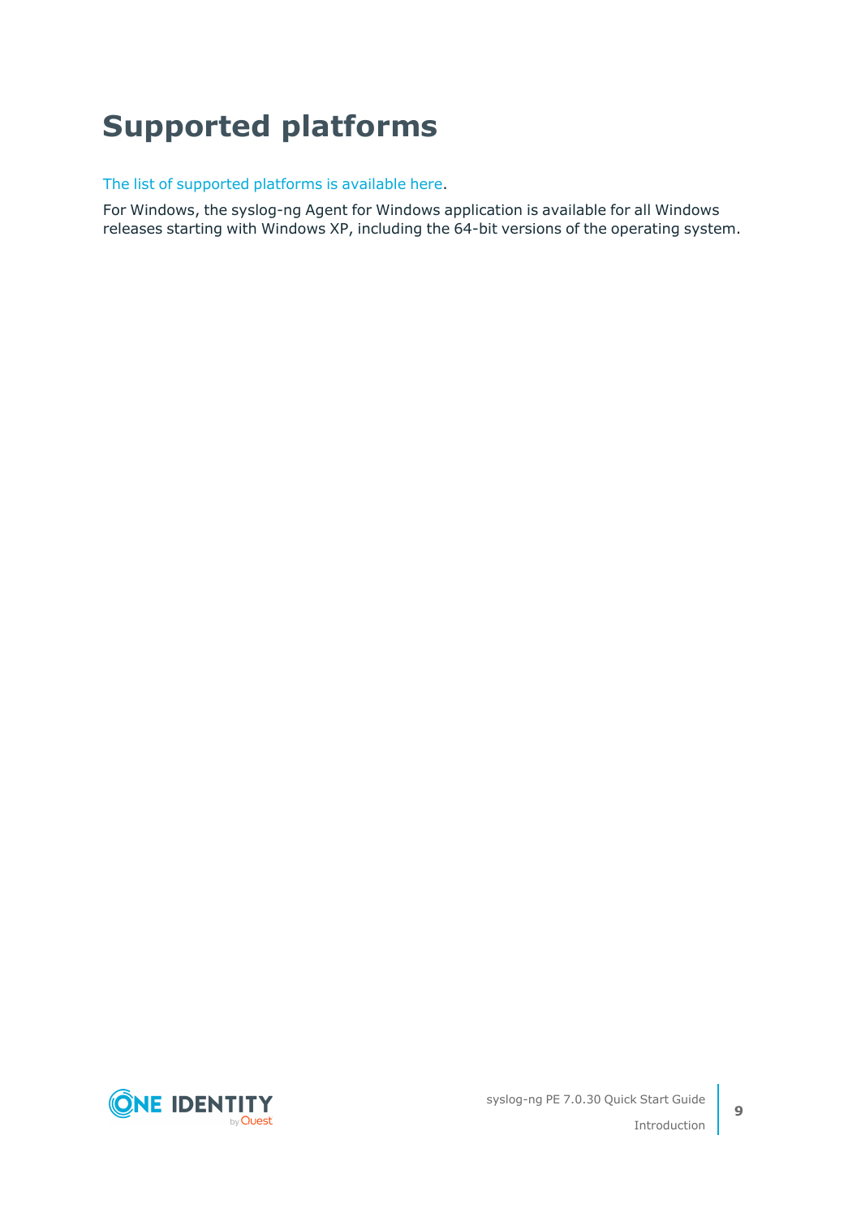# Supported platforms

The list of supported platforms is available here.

For Windows, the syslog-ng Agent for Windows application is available for all Windows releases starting with Windows XP, including the 64-bit versions of the operating system.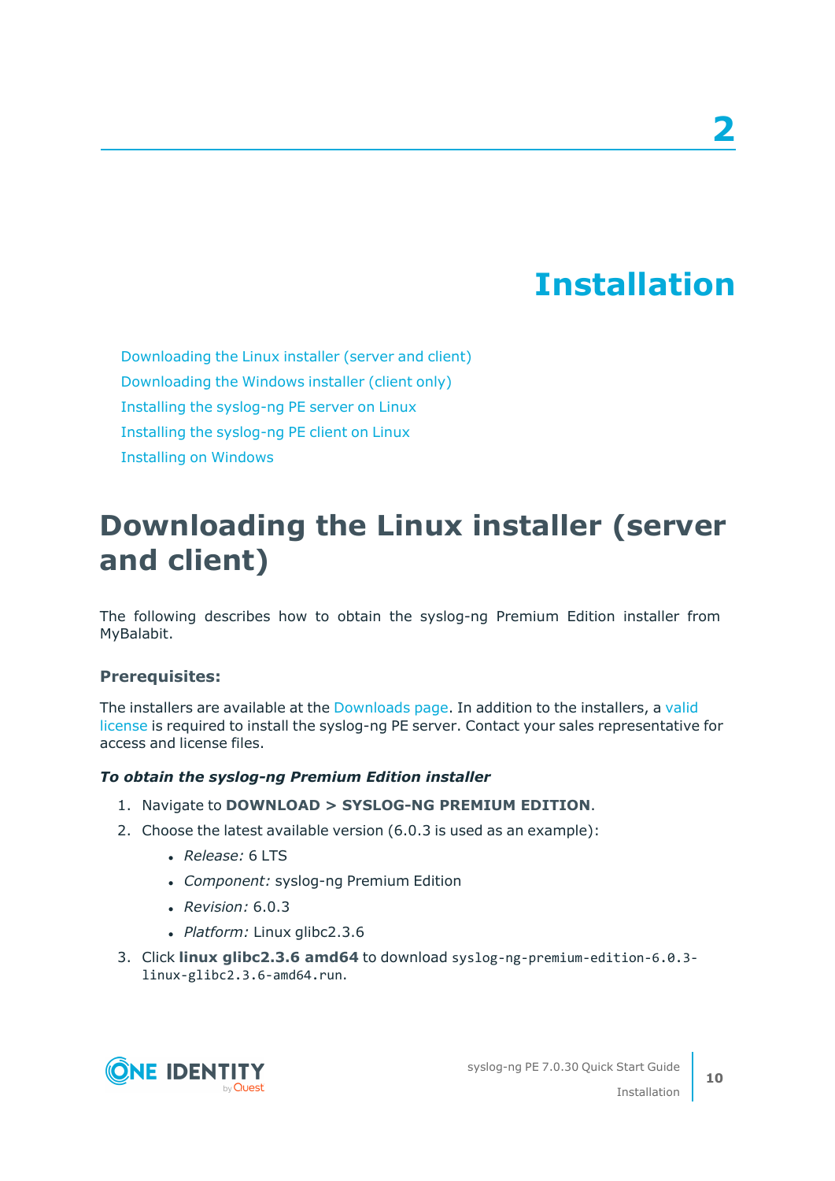# 2 Installation

- Downloading the Linux installer (server and client)
- Downloading the Windows installer (client only)
- Installing the syslog-ng PE server on Linux
- Installing the syslog-ng PE client on Linux
- Installing on Windows

## Downloading the Linux installer (server and client)

The following describes how to obtain the syslog-ng Premium Edition installer from MyBalabit.

### Prerequisites:

The installers are available at the Downloads page. In addition to the installers, a valid license is required to install the syslog-ng PE server. Contact your sales representative for access and license files.

#### *To obtain the syslog-ng Premium Edition installer*

1. Navigate to **DOWNLOAD > SYSLOG-NG PREMIUM EDITION**.
2. Choose the latest available version (6.0.3 is used as an example):
   - *Release:* 6 LTS
   - *Component:* syslog-ng Premium Edition
   - *Revision:* 6.0.3
   - *Platform:* Linux glibc2.3.6
3. Click **linux glibc2.3.6 amd64** to download `syslog-ng-premium-edition-6.0.3-linux-glibc2.3.6-amd64.run`.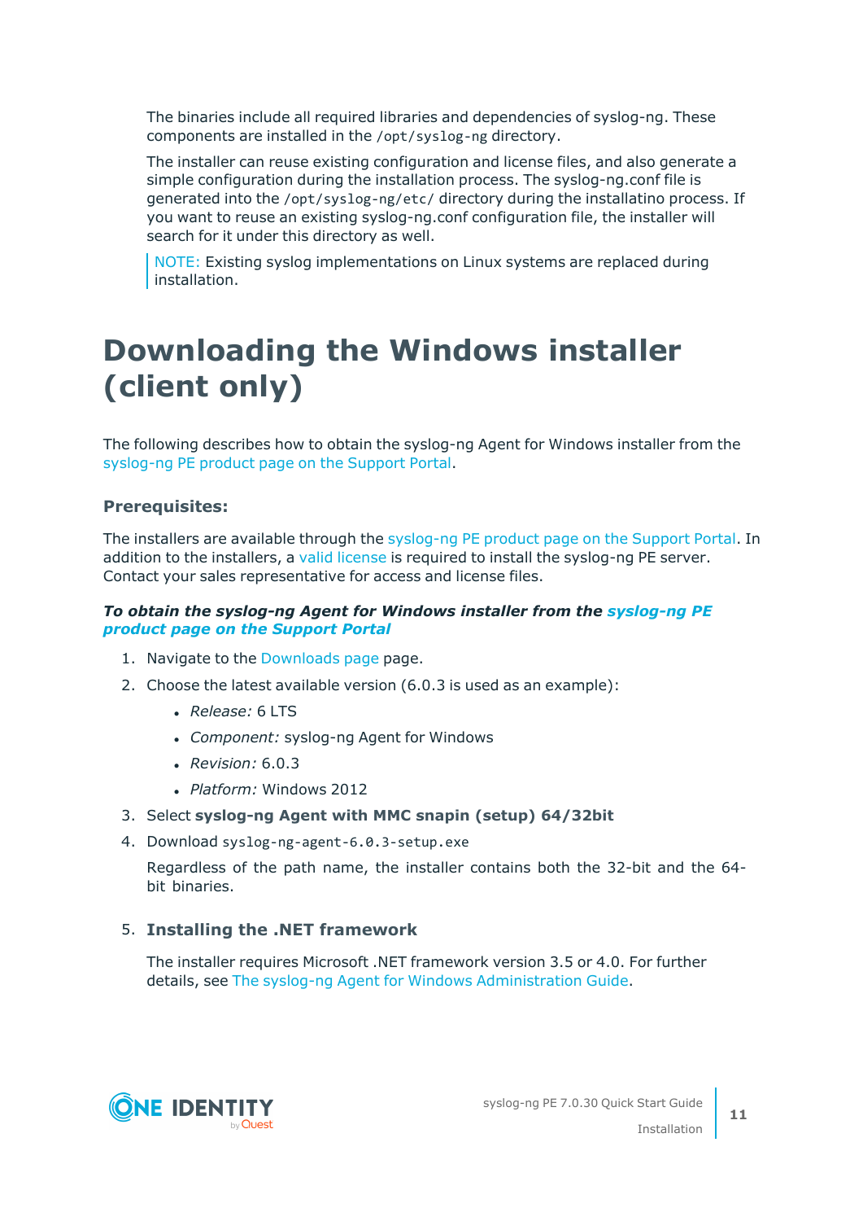The binaries include all required libraries and dependencies of syslog-ng. These components are installed in the `/opt/syslog-ng` directory.

The installer can reuse existing configuration and license files, and also generate a simple configuration during the installation process. The syslog-ng.conf file is generated into the `/opt/syslog-ng/etc/` directory during the installatino process. If you want to reuse an existing syslog-ng.conf configuration file, the installer will search for it under this directory as well.

> NOTE: Existing syslog implementations on Linux systems are replaced during installation.

# Downloading the Windows installer (client only)

The following describes how to obtain the syslog-ng Agent for Windows installer from the syslog-ng PE product page on the Support Portal.

### Prerequisites:

The installers are available through the syslog-ng PE product page on the Support Portal. In addition to the installers, a valid license is required to install the syslog-ng PE server. Contact your sales representative for access and license files.

#### *To obtain the syslog-ng Agent for Windows installer from the syslog-ng PE product page on the Support Portal*

1. Navigate to the Downloads page page.
2. Choose the latest available version (6.0.3 is used as an example):
   - *Release:* 6 LTS
   - *Component:* syslog-ng Agent for Windows
   - *Revision:* 6.0.3
   - *Platform:* Windows 2012
3. Select **syslog-ng Agent with MMC snapin (setup) 64/32bit**
4. Download `syslog-ng-agent-6.0.3-setup.exe`

   Regardless of the path name, the installer contains both the 32-bit and the 64-bit binaries.

5. **Installing the .NET framework**

   The installer requires Microsoft .NET framework version 3.5 or 4.0. For further details, see The syslog-ng Agent for Windows Administration Guide.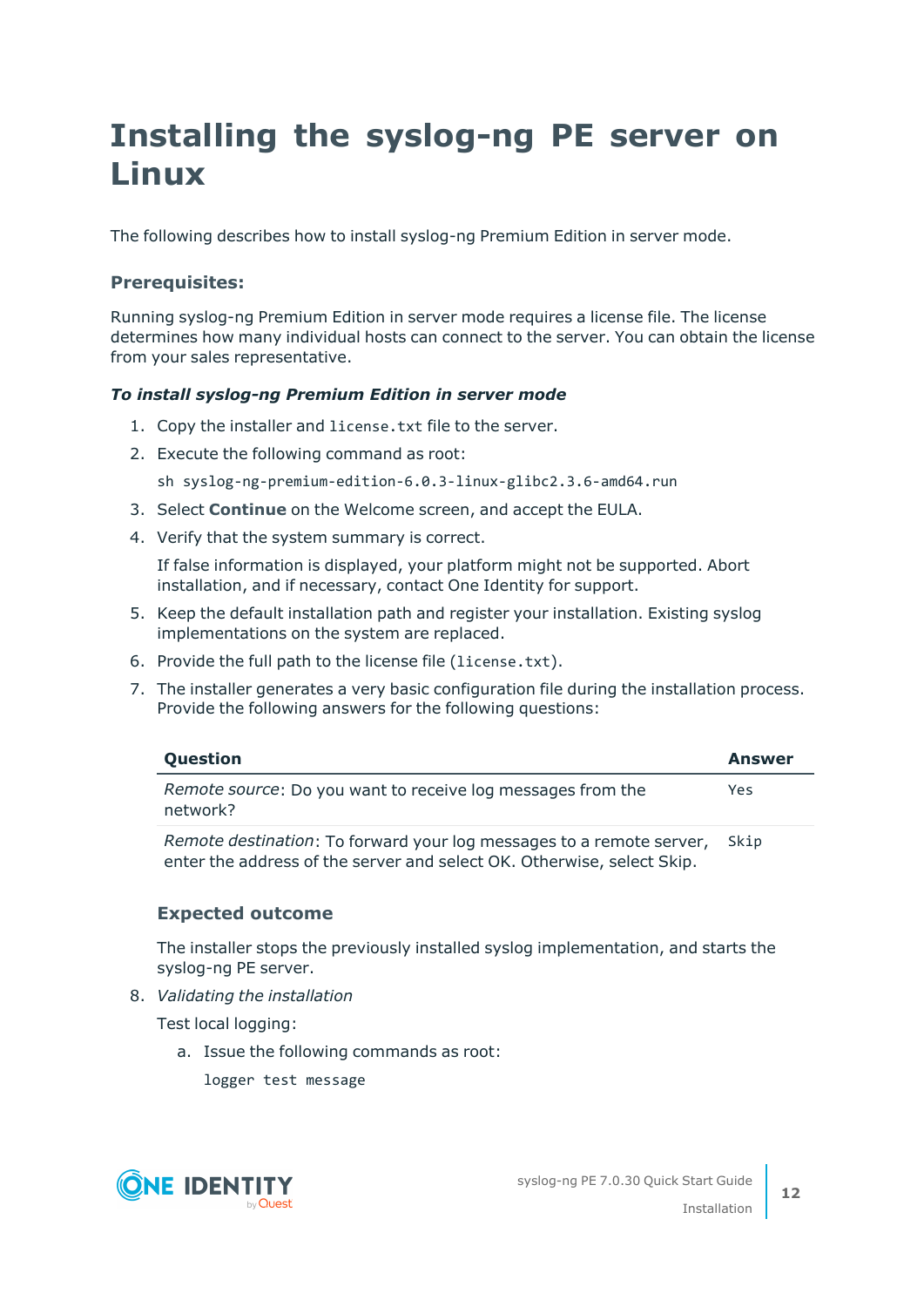# Installing the syslog-ng PE server on Linux

The following describes how to install syslog-ng Premium Edition in server mode.

### Prerequisites:

Running syslog-ng Premium Edition in server mode requires a license file. The license determines how many individual hosts can connect to the server. You can obtain the license from your sales representative.

***To install syslog-ng Premium Edition in server mode***

1. Copy the installer and `license.txt` file to the server.
2. Execute the following command as root:

   ```
   sh syslog-ng-premium-edition-6.0.3-linux-glibc2.3.6-amd64.run
   ```

3. Select **Continue** on the Welcome screen, and accept the EULA.
4. Verify that the system summary is correct.

   If false information is displayed, your platform might not be supported. Abort installation, and if necessary, contact One Identity for support.

5. Keep the default installation path and register your installation. Existing syslog implementations on the system are replaced.
6. Provide the full path to the license file (`license.txt`).
7. The installer generates a very basic configuration file during the installation process. Provide the following answers for the following questions:

   | Question | Answer |
   | --- | --- |
   | *Remote source*: Do you want to receive log messages from the network? | `Yes` |
   | *Remote destination*: To forward your log messages to a remote server, enter the address of the server and select OK. Otherwise, select Skip. | `Skip` |

   ### Expected outcome

   The installer stops the previously installed syslog implementation, and starts the syslog-ng PE server.

8. *Validating the installation*

   Test local logging:

   a. Issue the following commands as root:

      ```
      logger test message
      ```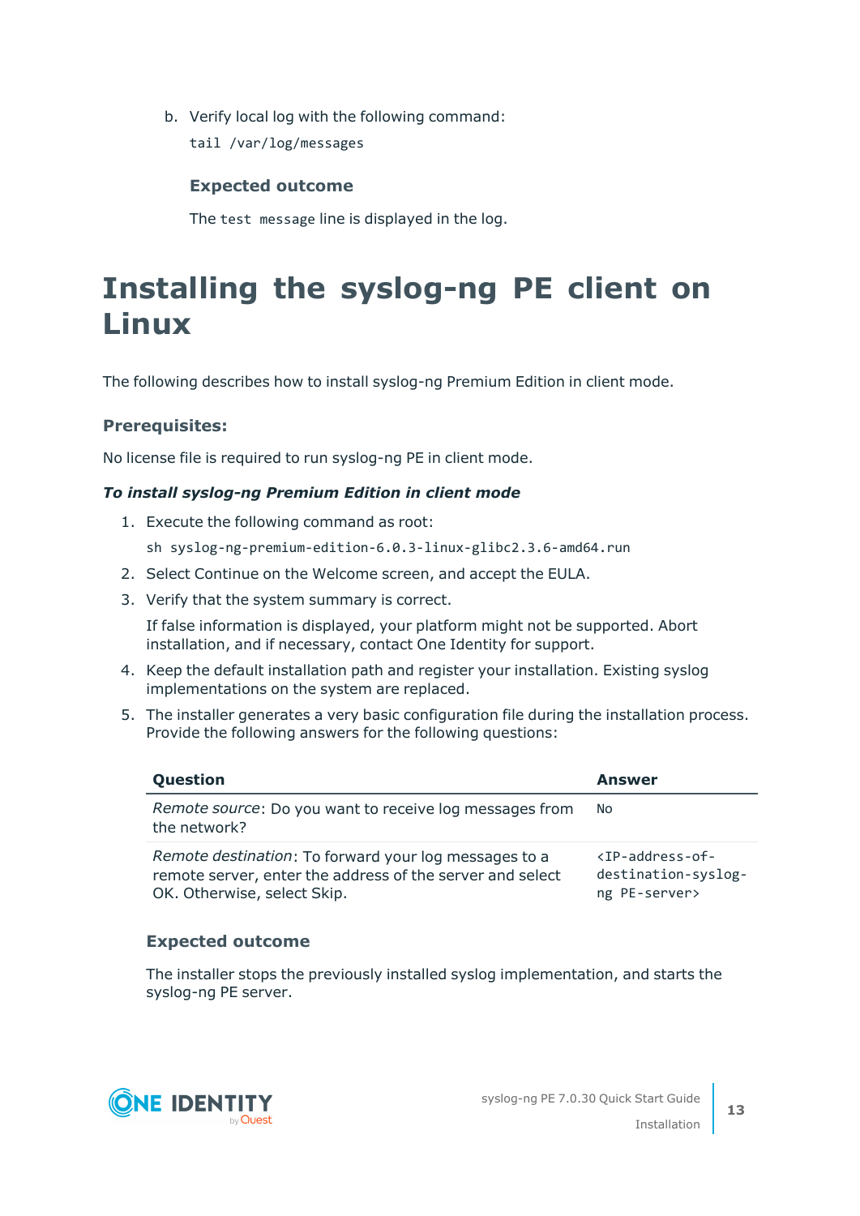b. Verify local log with the following command:

```
tail /var/log/messages
```

### Expected outcome

The `test message` line is displayed in the log.

# Installing the syslog-ng PE client on Linux

The following describes how to install syslog-ng Premium Edition in client mode.

### Prerequisites:

No license file is required to run syslog-ng PE in client mode.

***To install syslog-ng Premium Edition in client mode***

1. Execute the following command as root:

   ```
   sh syslog-ng-premium-edition-6.0.3-linux-glibc2.3.6-amd64.run
   ```

2. Select Continue on the Welcome screen, and accept the EULA.
3. Verify that the system summary is correct.

   If false information is displayed, your platform might not be supported. Abort installation, and if necessary, contact One Identity for support.

4. Keep the default installation path and register your installation. Existing syslog implementations on the system are replaced.
5. The installer generates a very basic configuration file during the installation process. Provide the following answers for the following questions:

| Question | Answer |
| --- | --- |
| *Remote source*: Do you want to receive log messages from the network? | `No` |
| *Remote destination*: To forward your log messages to a remote server, enter the address of the server and select OK. Otherwise, select Skip. | `<IP-address-of-destination-syslog-ng PE-server>` |

### Expected outcome

The installer stops the previously installed syslog implementation, and starts the syslog-ng PE server.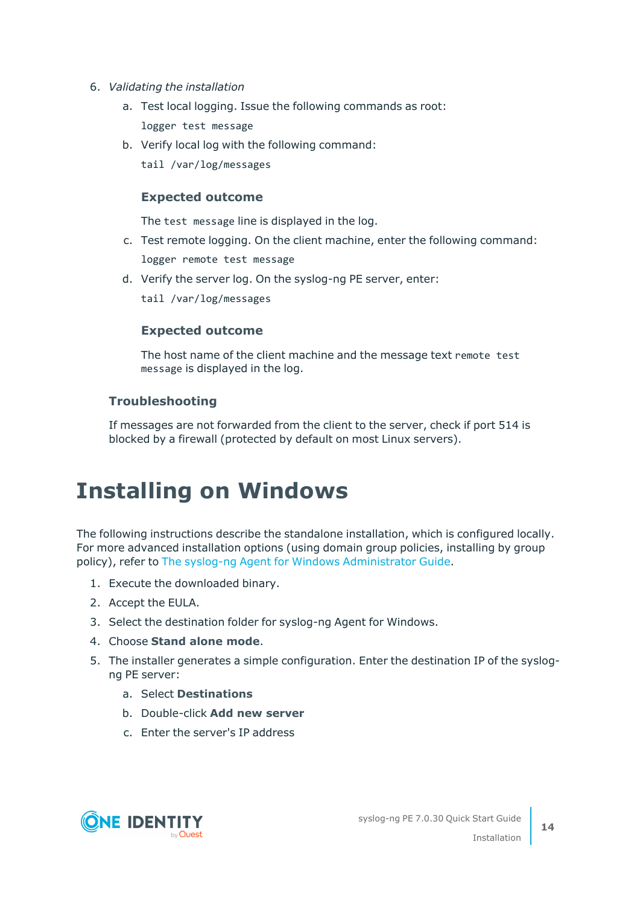6. *Validating the installation*

   a. Test local logging. Issue the following commands as root:

      ```
      logger test message
      ```

   b. Verify local log with the following command:

      ```
      tail /var/log/messages
      ```

      #### Expected outcome

      The `test message` line is displayed in the log.

   c. Test remote logging. On the client machine, enter the following command:

      ```
      logger remote test message
      ```

   d. Verify the server log. On the syslog-ng PE server, enter:

      ```
      tail /var/log/messages
      ```

      #### Expected outcome

      The host name of the client machine and the message text `remote test message` is displayed in the log.

### Troubleshooting

If messages are not forwarded from the client to the server, check if port 514 is blocked by a firewall (protected by default on most Linux servers).

# Installing on Windows

The following instructions describe the standalone installation, which is configured locally. For more advanced installation options (using domain group policies, installing by group policy), refer to The syslog-ng Agent for Windows Administrator Guide.

1. Execute the downloaded binary.
2. Accept the EULA.
3. Select the destination folder for syslog-ng Agent for Windows.
4. Choose **Stand alone mode**.
5. The installer generates a simple configuration. Enter the destination IP of the syslog-ng PE server:
   a. Select **Destinations**
   b. Double-click **Add new server**
   c. Enter the server's IP address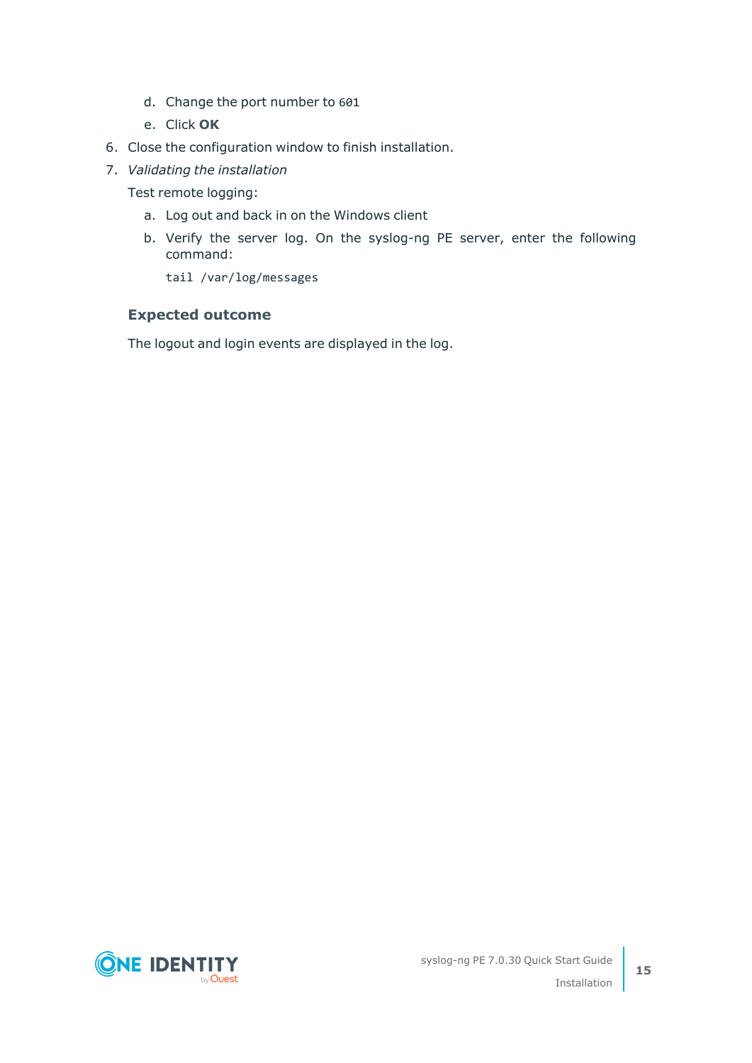d. Change the port number to `601`

   e. Click **OK**

6. Close the configuration window to finish installation.

7. *Validating the installation*

   Test remote logging:

   a. Log out and back in on the Windows client

   b. Verify the server log. On the syslog-ng PE server, enter the following command:

   ```
   tail /var/log/messages
   ```

### Expected outcome

The logout and login events are displayed in the log.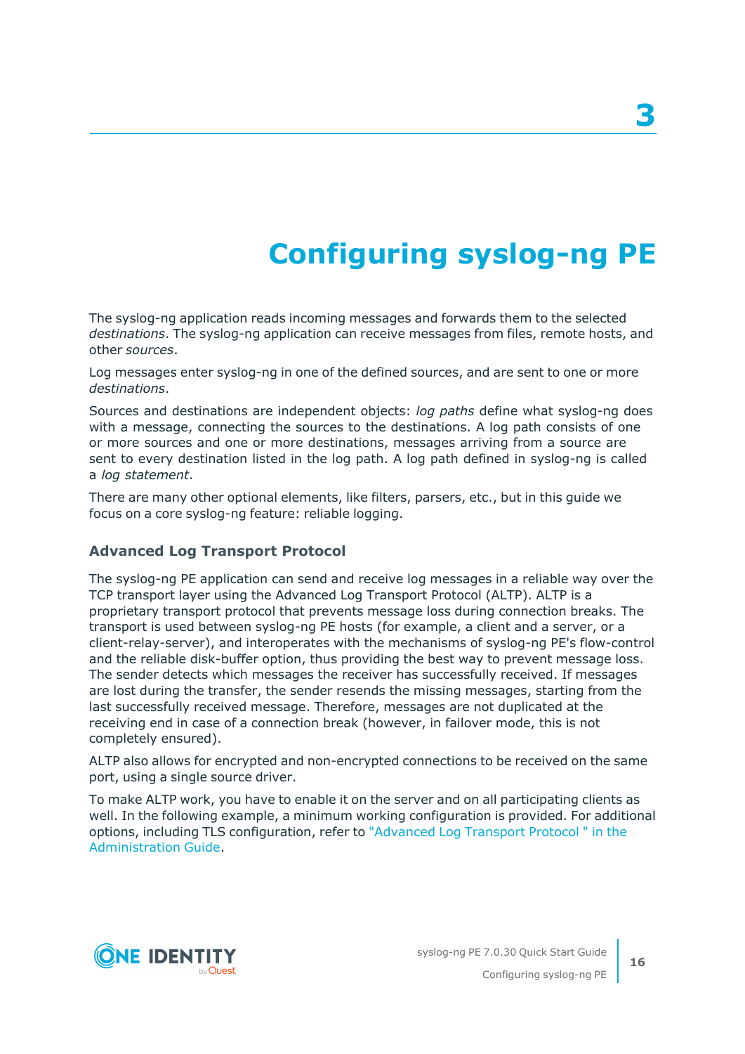# 3

# Configuring syslog-ng PE

The syslog-ng application reads incoming messages and forwards them to the selected *destinations*. The syslog-ng application can receive messages from files, remote hosts, and other *sources*.

Log messages enter syslog-ng in one of the defined sources, and are sent to one or more *destinations*.

Sources and destinations are independent objects: *log paths* define what syslog-ng does with a message, connecting the sources to the destinations. A log path consists of one or more sources and one or more destinations, messages arriving from a source are sent to every destination listed in the log path. A log path defined in syslog-ng is called a *log statement*.

There are many other optional elements, like filters, parsers, etc., but in this guide we focus on a core syslog-ng feature: reliable logging.

### Advanced Log Transport Protocol

The syslog-ng PE application can send and receive log messages in a reliable way over the TCP transport layer using the Advanced Log Transport Protocol (ALTP). ALTP is a proprietary transport protocol that prevents message loss during connection breaks. The transport is used between syslog-ng PE hosts (for example, a client and a server, or a client-relay-server), and interoperates with the mechanisms of syslog-ng PE's flow-control and the reliable disk-buffer option, thus providing the best way to prevent message loss. The sender detects which messages the receiver has successfully received. If messages are lost during the transfer, the sender resends the missing messages, starting from the last successfully received message. Therefore, messages are not duplicated at the receiving end in case of a connection break (however, in failover mode, this is not completely ensured).

ALTP also allows for encrypted and non-encrypted connections to be received on the same port, using a single source driver.

To make ALTP work, you have to enable it on the server and on all participating clients as well. In the following example, a minimum working configuration is provided. For additional options, including TLS configuration, refer to "Advanced Log Transport Protocol " in the Administration Guide.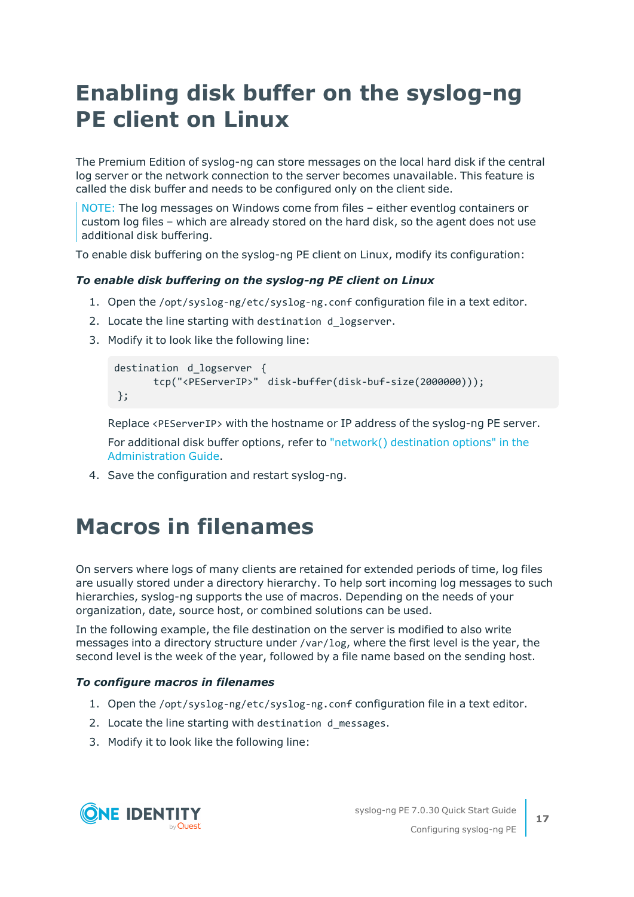# Enabling disk buffer on the syslog-ng PE client on Linux

The Premium Edition of syslog-ng can store messages on the local hard disk if the central log server or the network connection to the server becomes unavailable. This feature is called the disk buffer and needs to be configured only on the client side.

> NOTE: The log messages on Windows come from files – either eventlog containers or custom log files – which are already stored on the hard disk, so the agent does not use additional disk buffering.

To enable disk buffering on the syslog-ng PE client on Linux, modify its configuration:

***To enable disk buffering on the syslog-ng PE client on Linux***

1. Open the `/opt/syslog-ng/etc/syslog-ng.conf` configuration file in a text editor.
2. Locate the line starting with `destination d_logserver`.
3. Modify it to look like the following line:

   ```
   destination d_logserver {
         tcp("<PEServerIP>"  disk-buffer(disk-buf-size(2000000)));
    };
   ```

   Replace `<PEServerIP>` with the hostname or IP address of the syslog-ng PE server.

   For additional disk buffer options, refer to "network() destination options" in the Administration Guide.
4. Save the configuration and restart syslog-ng.

# Macros in filenames

On servers where logs of many clients are retained for extended periods of time, log files are usually stored under a directory hierarchy. To help sort incoming log messages to such hierarchies, syslog-ng supports the use of macros. Depending on the needs of your organization, date, source host, or combined solutions can be used.

In the following example, the file destination on the server is modified to also write messages into a directory structure under `/var/log`, where the first level is the year, the second level is the week of the year, followed by a file name based on the sending host.

***To configure macros in filenames***

1. Open the `/opt/syslog-ng/etc/syslog-ng.conf` configuration file in a text editor.
2. Locate the line starting with `destination d_messages`.
3. Modify it to look like the following line: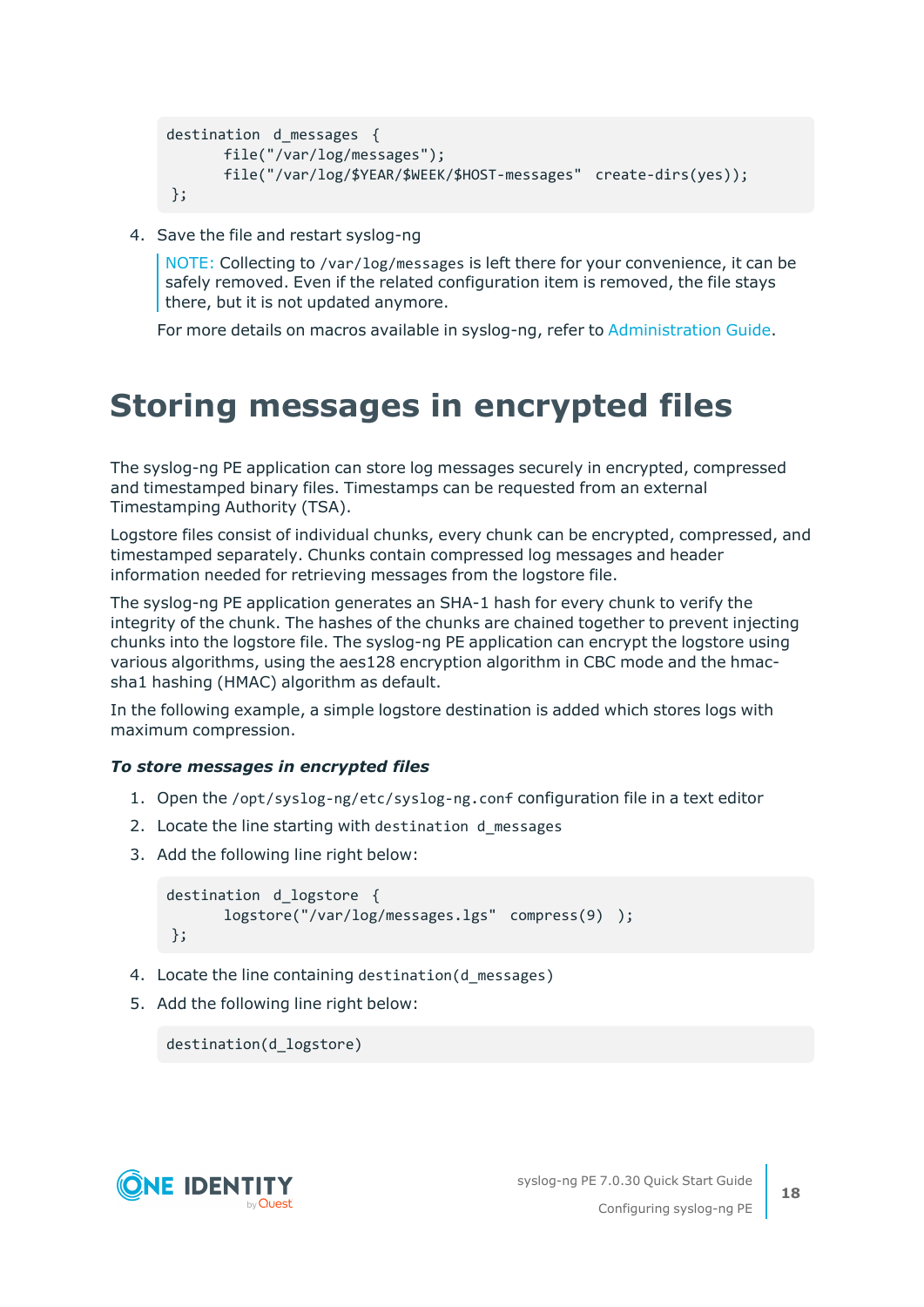```
destination d_messages {
      file("/var/log/messages");
      file("/var/log/$YEAR/$WEEK/$HOST-messages" create-dirs(yes));
};
```

4. Save the file and restart syslog-ng

   > NOTE: Collecting to `/var/log/messages` is left there for your convenience, it can be safely removed. Even if the related configuration item is removed, the file stays there, but it is not updated anymore.

   For more details on macros available in syslog-ng, refer to Administration Guide.

# Storing messages in encrypted files

The syslog-ng PE application can store log messages securely in encrypted, compressed and timestamped binary files. Timestamps can be requested from an external Timestamping Authority (TSA).

Logstore files consist of individual chunks, every chunk can be encrypted, compressed, and timestamped separately. Chunks contain compressed log messages and header information needed for retrieving messages from the logstore file.

The syslog-ng PE application generates an SHA-1 hash for every chunk to verify the integrity of the chunk. The hashes of the chunks are chained together to prevent injecting chunks into the logstore file. The syslog-ng PE application can encrypt the logstore using various algorithms, using the aes128 encryption algorithm in CBC mode and the hmac-sha1 hashing (HMAC) algorithm as default.

In the following example, a simple logstore destination is added which stores logs with maximum compression.

***To store messages in encrypted files***

1. Open the `/opt/syslog-ng/etc/syslog-ng.conf` configuration file in a text editor
2. Locate the line starting with `destination d_messages`
3. Add the following line right below:

   ```
   destination d_logstore {
         logstore("/var/log/messages.lgs" compress(9) );
   };
   ```

4. Locate the line containing `destination(d_messages)`
5. Add the following line right below:

   ```
   destination(d_logstore)
   ```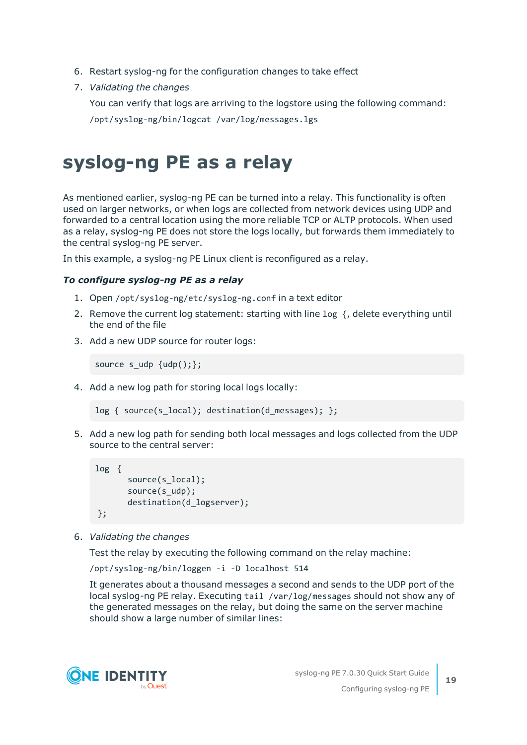6. Restart syslog-ng for the configuration changes to take effect
7. *Validating the changes*

   You can verify that logs are arriving to the logstore using the following command:

   `/opt/syslog-ng/bin/logcat /var/log/messages.lgs`

# syslog-ng PE as a relay

As mentioned earlier, syslog-ng PE can be turned into a relay. This functionality is often used on larger networks, or when logs are collected from network devices using UDP and forwarded to a central location using the more reliable TCP or ALTP protocols. When used as a relay, syslog-ng PE does not store the logs locally, but forwards them immediately to the central syslog-ng PE server.

In this example, a syslog-ng PE Linux client is reconfigured as a relay.

***To configure syslog-ng PE as a relay***

1. Open `/opt/syslog-ng/etc/syslog-ng.conf` in a text editor
2. Remove the current log statement: starting with line `log {`, delete everything until the end of the file
3. Add a new UDP source for router logs:

   ```
   source s_udp {udp();};
   ```

4. Add a new log path for storing local logs locally:

   ```
   log { source(s_local); destination(d_messages); };
   ```

5. Add a new log path for sending both local messages and logs collected from the UDP source to the central server:

   ```
   log {
          source(s_local);
          source(s_udp);
          destination(d_logserver);
    };
   ```

6. *Validating the changes*

   Test the relay by executing the following command on the relay machine:

   `/opt/syslog-ng/bin/loggen -i -D localhost 514`

   It generates about a thousand messages a second and sends to the UDP port of the local syslog-ng PE relay. Executing `tail /var/log/messages` should not show any of the generated messages on the relay, but doing the same on the server machine should show a large number of similar lines: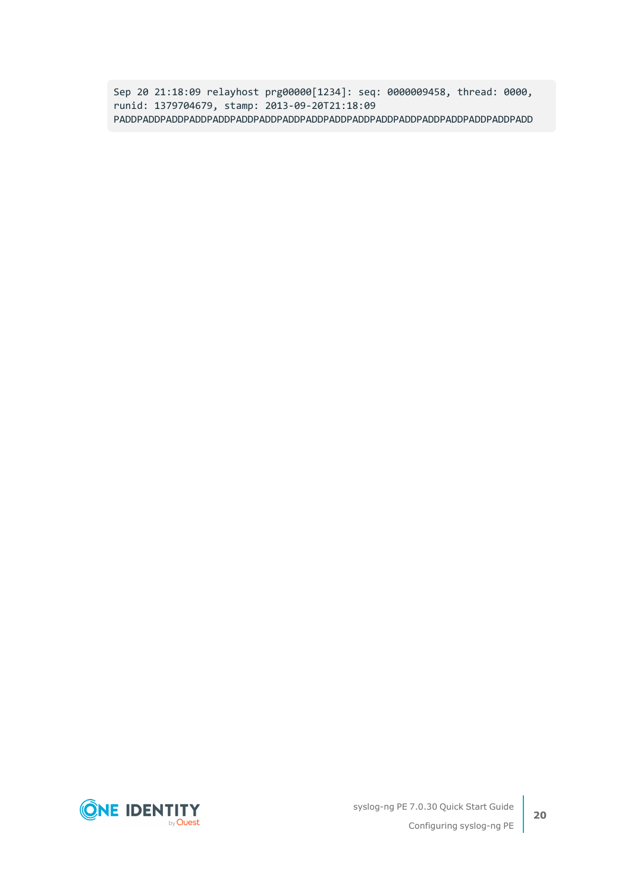```
Sep 20 21:18:09 relayhost prg00000[1234]: seq: 0000009458, thread: 0000,
runid: 1379704679, stamp: 2013-09-20T21:18:09
PADDPADDPADDPADDPADDPADDPADDPADDPADDPADDPADDPADDPADDPADDPADDPADDPADDPADD
```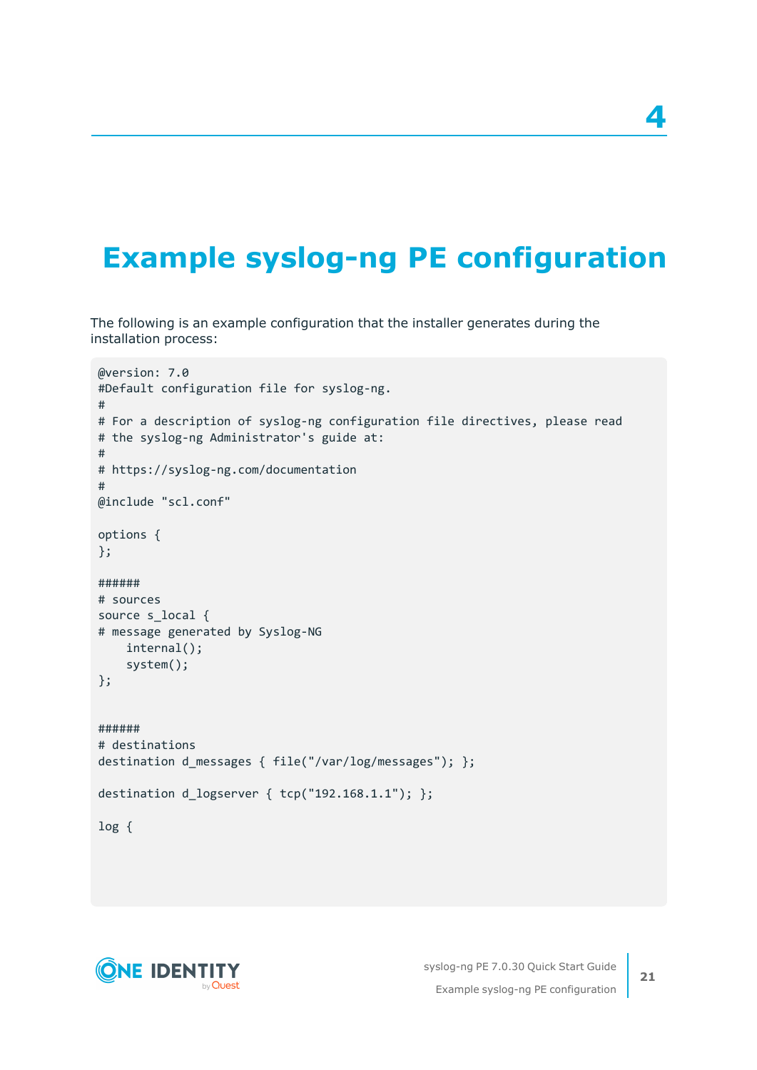# 4

# Example syslog-ng PE configuration

The following is an example configuration that the installer generates during the installation process:

```
@version: 7.0
#Default configuration file for syslog-ng.
#
# For a description of syslog-ng configuration file directives, please read
# the syslog-ng Administrator's guide at:
#
# https://syslog-ng.com/documentation
#
@include "scl.conf"

options {
};

######
# sources
source s_local {
# message generated by Syslog-NG
    internal();
    system();
};


######
# destinations
destination d_messages { file("/var/log/messages"); };

destination d_logserver { tcp("192.168.1.1"); };

log {
```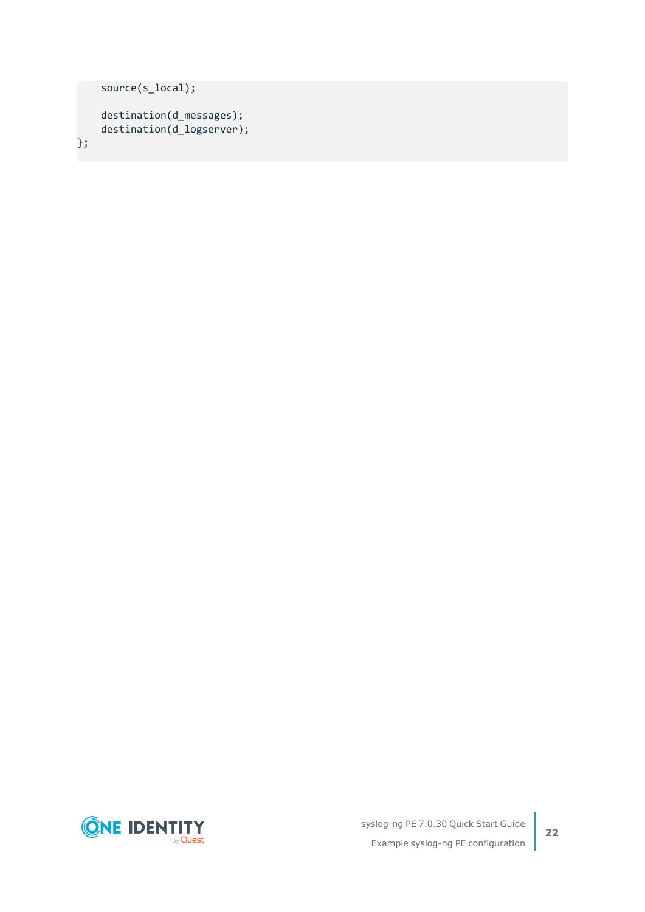```
    source(s_local);

    destination(d_messages);
    destination(d_logserver);
};
```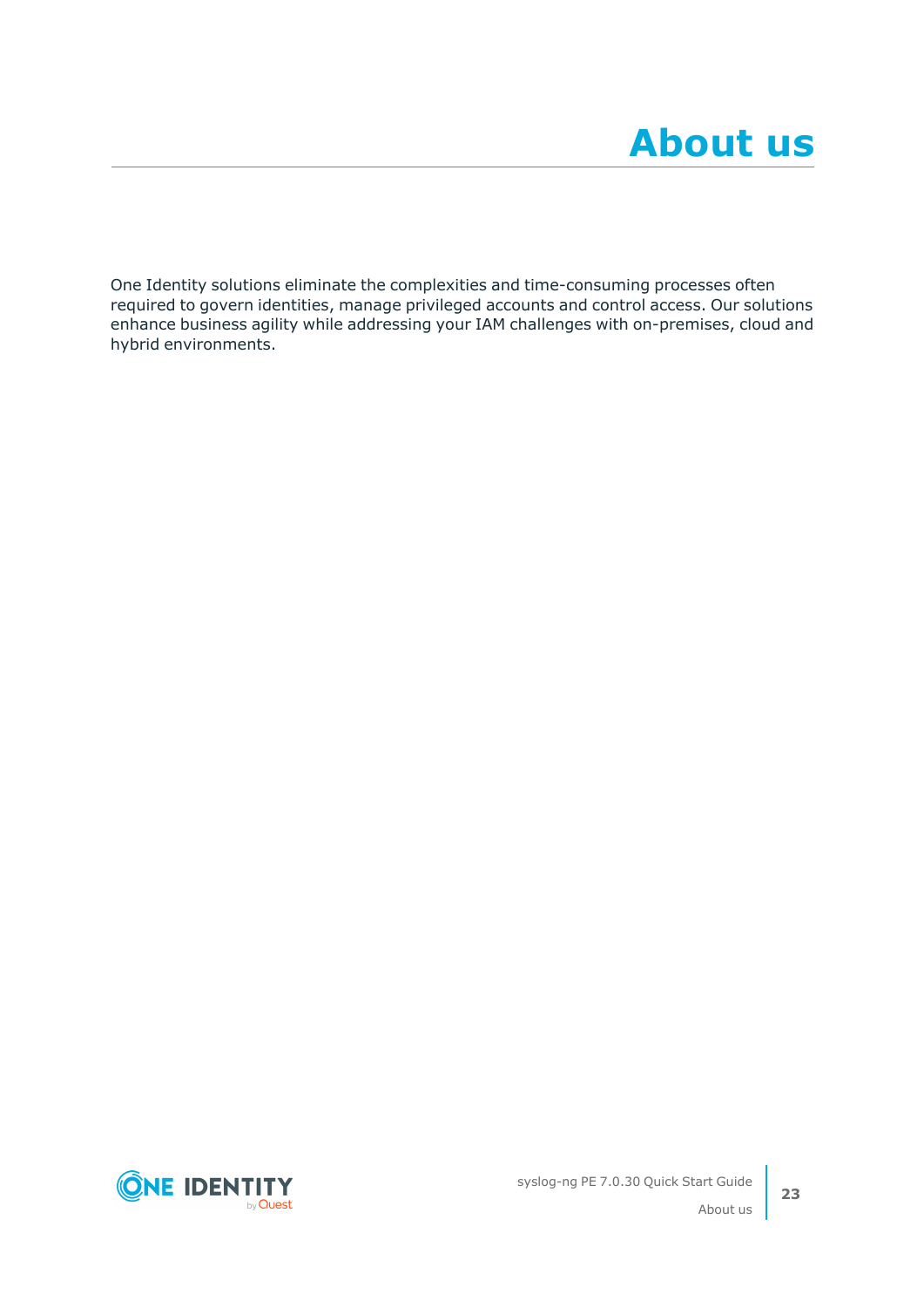# About us

One Identity solutions eliminate the complexities and time-consuming processes often required to govern identities, manage privileged accounts and control access. Our solutions enhance business agility while addressing your IAM challenges with on-premises, cloud and hybrid environments.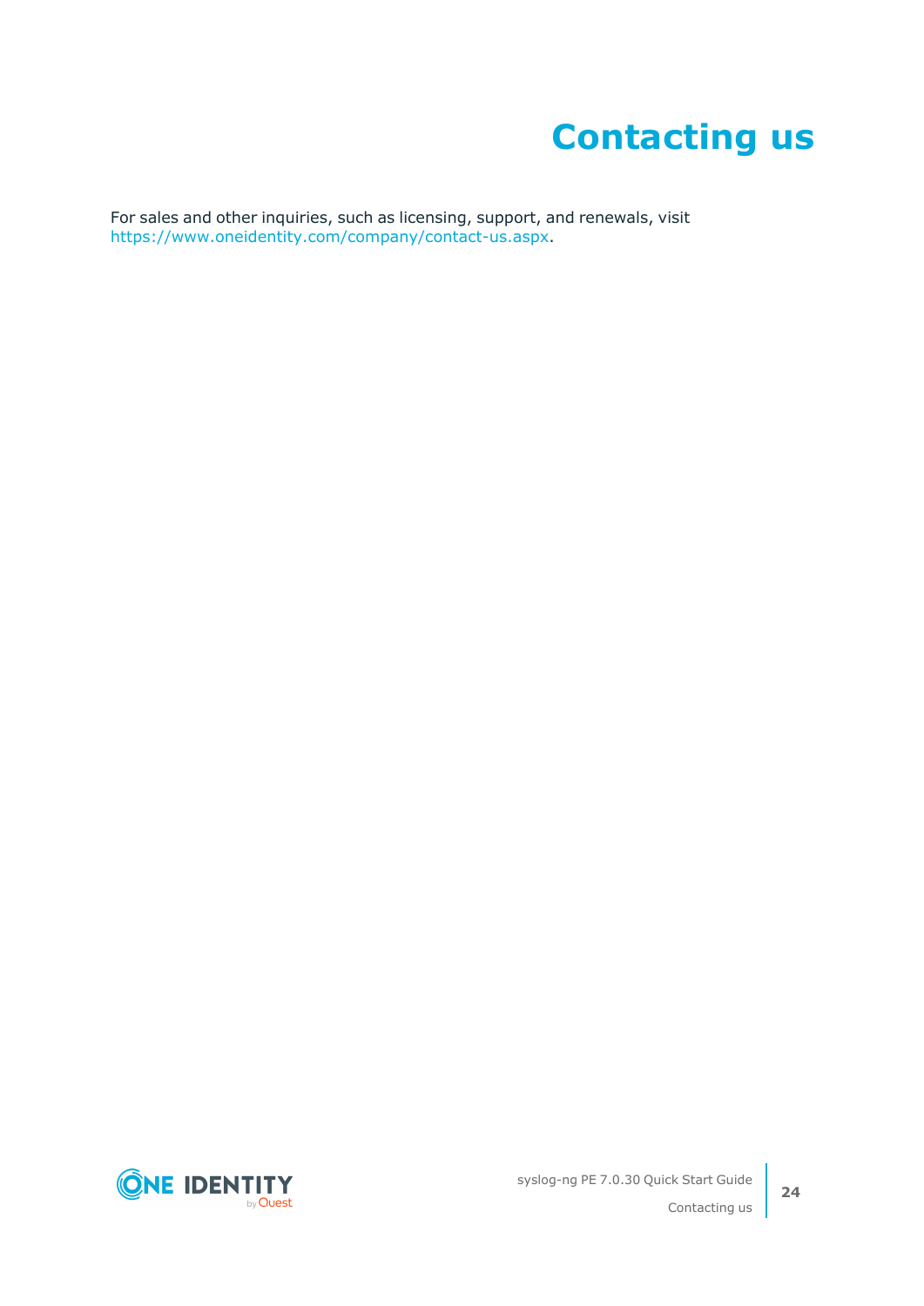# Contacting us

For sales and other inquiries, such as licensing, support, and renewals, visit https://www.oneidentity.com/company/contact-us.aspx.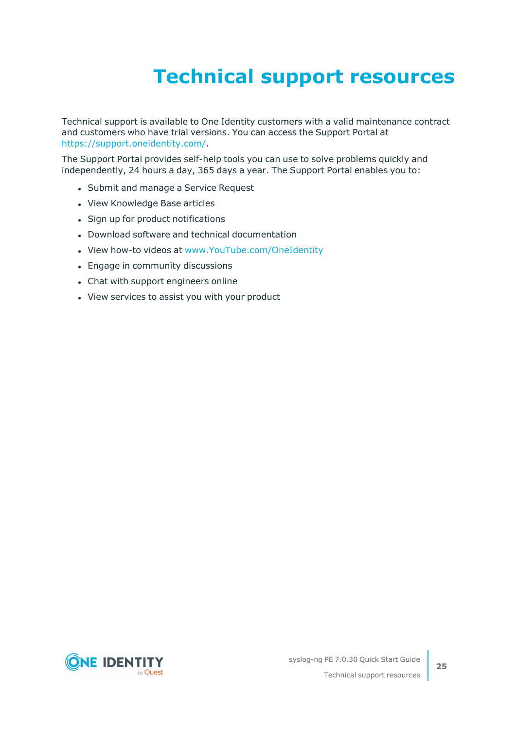# Technical support resources

Technical support is available to One Identity customers with a valid maintenance contract and customers who have trial versions. You can access the Support Portal at https://support.oneidentity.com/.

The Support Portal provides self-help tools you can use to solve problems quickly and independently, 24 hours a day, 365 days a year. The Support Portal enables you to:

- Submit and manage a Service Request
- View Knowledge Base articles
- Sign up for product notifications
- Download software and technical documentation
- View how-to videos at www.YouTube.com/OneIdentity
- Engage in community discussions
- Chat with support engineers online
- View services to assist you with your product